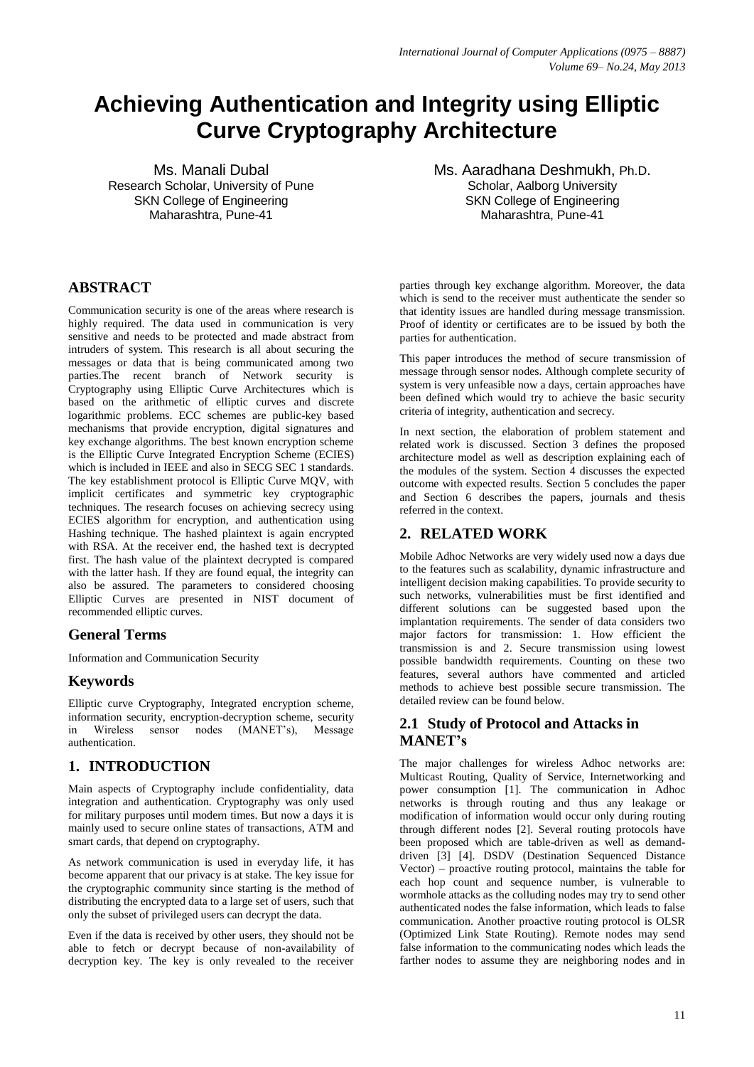# Achieving Authentication and Integrity using Elliptic Curve Cryptography Architecture

Ms. Manali Dubal
Research Scholar, University of Pune
SKN College of Engineering
Maharashtra, Pune-41

Ms. Aaradhana Deshmukh, Ph.D.
Scholar, Aalborg University
SKN College of Engineering
Maharashtra, Pune-41

## ABSTRACT

Communication security is one of the areas where research is highly required. The data used in communication is very sensitive and needs to be protected and made abstract from intruders of system. This research is all about securing the messages or data that is being communicated among two parties.The recent branch of Network security is Cryptography using Elliptic Curve Architectures which is based on the arithmetic of elliptic curves and discrete logarithmic problems. ECC schemes are public-key based mechanisms that provide encryption, digital signatures and key exchange algorithms. The best known encryption scheme is the Elliptic Curve Integrated Encryption Scheme (ECIES) which is included in IEEE and also in SECG SEC 1 standards. The key establishment protocol is Elliptic Curve MQV, with implicit certificates and symmetric key cryptographic techniques. The research focuses on achieving secrecy using ECIES algorithm for encryption, and authentication using Hashing technique. The hashed plaintext is again encrypted with RSA. At the receiver end, the hashed text is decrypted first. The hash value of the plaintext decrypted is compared with the latter hash. If they are found equal, the integrity can also be assured. The parameters to considered choosing Elliptic Curves are presented in NIST document of recommended elliptic curves.

### General Terms

Information and Communication Security

### Keywords

Elliptic curve Cryptography, Integrated encryption scheme, information security, encryption-decryption scheme, security in Wireless sensor nodes (MANET's), Message authentication.

## 1. INTRODUCTION

Main aspects of Cryptography include confidentiality, data integration and authentication. Cryptography was only used for military purposes until modern times. But now a days it is mainly used to secure online states of transactions, ATM and smart cards, that depend on cryptography.

As network communication is used in everyday life, it has become apparent that our privacy is at stake. The key issue for the cryptographic community since starting is the method of distributing the encrypted data to a large set of users, such that only the subset of privileged users can decrypt the data.

Even if the data is received by other users, they should not be able to fetch or decrypt because of non-availability of decryption key. The key is only revealed to the receiver parties through key exchange algorithm. Moreover, the data which is send to the receiver must authenticate the sender so that identity issues are handled during message transmission. Proof of identity or certificates are to be issued by both the parties for authentication.

This paper introduces the method of secure transmission of message through sensor nodes. Although complete security of system is very unfeasible now a days, certain approaches have been defined which would try to achieve the basic security criteria of integrity, authentication and secrecy.

In next section, the elaboration of problem statement and related work is discussed. Section 3 defines the proposed architecture model as well as description explaining each of the modules of the system. Section 4 discusses the expected outcome with expected results. Section 5 concludes the paper and Section 6 describes the papers, journals and thesis referred in the context.

## 2. RELATED WORK

Mobile Adhoc Networks are very widely used now a days due to the features such as scalability, dynamic infrastructure and intelligent decision making capabilities. To provide security to such networks, vulnerabilities must be first identified and different solutions can be suggested based upon the implantation requirements. The sender of data considers two major factors for transmission: 1. How efficient the transmission is and 2. Secure transmission using lowest possible bandwidth requirements. Counting on these two features, several authors have commented and articled methods to achieve best possible secure transmission. The detailed review can be found below.

### 2.1 Study of Protocol and Attacks in MANET's

The major challenges for wireless Adhoc networks are: Multicast Routing, Quality of Service, Internetworking and power consumption [1]. The communication in Adhoc networks is through routing and thus any leakage or modification of information would occur only during routing through different nodes [2]. Several routing protocols have been proposed which are table-driven as well as demand-driven [3] [4]. DSDV (Destination Sequenced Distance Vector) – proactive routing protocol, maintains the table for each hop count and sequence number, is vulnerable to wormhole attacks as the colluding nodes may try to send other authenticated nodes the false information, which leads to false communication. Another proactive routing protocol is OLSR (Optimized Link State Routing). Remote nodes may send false information to the communicating nodes which leads the farther nodes to assume they are neighboring nodes and in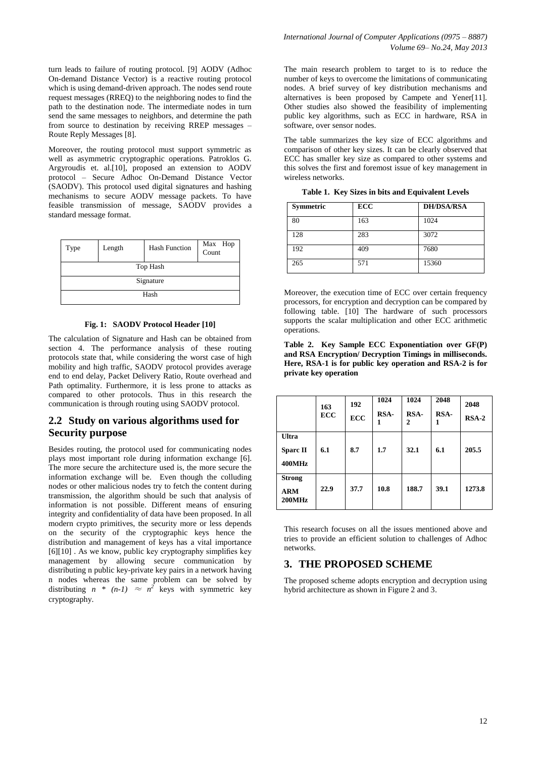turn leads to failure of routing protocol. [9] AODV (Adhoc On-demand Distance Vector) is a reactive routing protocol which is using demand-driven approach. The nodes send route request messages (RREQ) to the neighboring nodes to find the path to the destination node. The intermediate nodes in turn send the same messages to neighbors, and determine the path from source to destination by receiving RREP messages – Route Reply Messages [8].

Moreover, the routing protocol must support symmetric as well as asymmetric cryptographic operations. Patroklos G. Argyroudis et. al.[10], proposed an extension to AODV protocol – Secure Adhoc On-Demand Distance Vector (SAODV). This protocol used digital signatures and hashing mechanisms to secure AODV message packets. To have feasible transmission of message, SAODV provides a standard message format.

| Type | Length | Hash Function | Max Hop Count |
|---|---|---|---|
| Top Hash | | | |
| Signature | | | |
| Hash | | | |

**Fig. 1: SAODV Protocol Header [10]**

The calculation of Signature and Hash can be obtained from section 4. The performance analysis of these routing protocols state that, while considering the worst case of high mobility and high traffic, SAODV protocol provides average end to end delay, Packet Delivery Ratio, Route overhead and Path optimality. Furthermore, it is less prone to attacks as compared to other protocols. Thus in this research the communication is through routing using SAODV protocol.

## 2.2 Study on various algorithms used for Security purpose

Besides routing, the protocol used for communicating nodes plays most important role during information exchange [6]. The more secure the architecture used is, the more secure the information exchange will be. Even though the colluding nodes or other malicious nodes try to fetch the content during transmission, the algorithm should be such that analysis of information is not possible. Different means of ensuring integrity and confidentiality of data have been proposed. In all modern crypto primitives, the security more or less depends on the security of the cryptographic keys hence the distribution and management of keys has a vital importance [6][10] . As we know, public key cryptography simplifies key management by allowing secure communication by distributing n public key-private key pairs in a network having n nodes whereas the same problem can be solved by distributing $n * (n-1) \approx n^2$ keys with symmetric key cryptography.

The main research problem to target to is to reduce the number of keys to overcome the limitations of communicating nodes. A brief survey of key distribution mechanisms and alternatives is been proposed by Campete and Yener[11]. Other studies also showed the feasibility of implementing public key algorithms, such as ECC in hardware, RSA in software, over sensor nodes.

The table summarizes the key size of ECC algorithms and comparison of other key sizes. It can be clearly observed that ECC has smaller key size as compared to other systems and this solves the first and foremost issue of key management in wireless networks.

**Table 1. Key Sizes in bits and Equivalent Levels**

| Symmetric | ECC | DH/DSA/RSA |
|---|---|---|
| 80 | 163 | 1024 |
| 128 | 283 | 3072 |
| 192 | 409 | 7680 |
| 265 | 571 | 15360 |

Moreover, the execution time of ECC over certain frequency processors, for encryption and decryption can be compared by following table. [10] The hardware of such processors supports the scalar multiplication and other ECC arithmetic operations.

**Table 2. Key Sample ECC Exponentiation over GF(P) and RSA Encryption/ Decryption Timings in milliseconds. Here, RSA-1 is for public key operation and RSA-2 is for private key operation**

| | 163 ECC | 192 ECC | 1024 RSA-1 | 1024 RSA-2 | 2048 RSA-1 | 2048 RSA-2 |
|---|---|---|---|---|---|---|
| **Ultra Sparc II 400MHz** | **6.1** | **8.7** | **1.7** | **32.1** | **6.1** | **205.5** |
| **Strong ARM 200MHz** | **22.9** | **37.7** | **10.8** | **188.7** | **39.1** | **1273.8** |

This research focuses on all the issues mentioned above and tries to provide an efficient solution to challenges of Adhoc networks.

# 3. THE PROPOSED SCHEME

The proposed scheme adopts encryption and decryption using hybrid architecture as shown in Figure 2 and 3.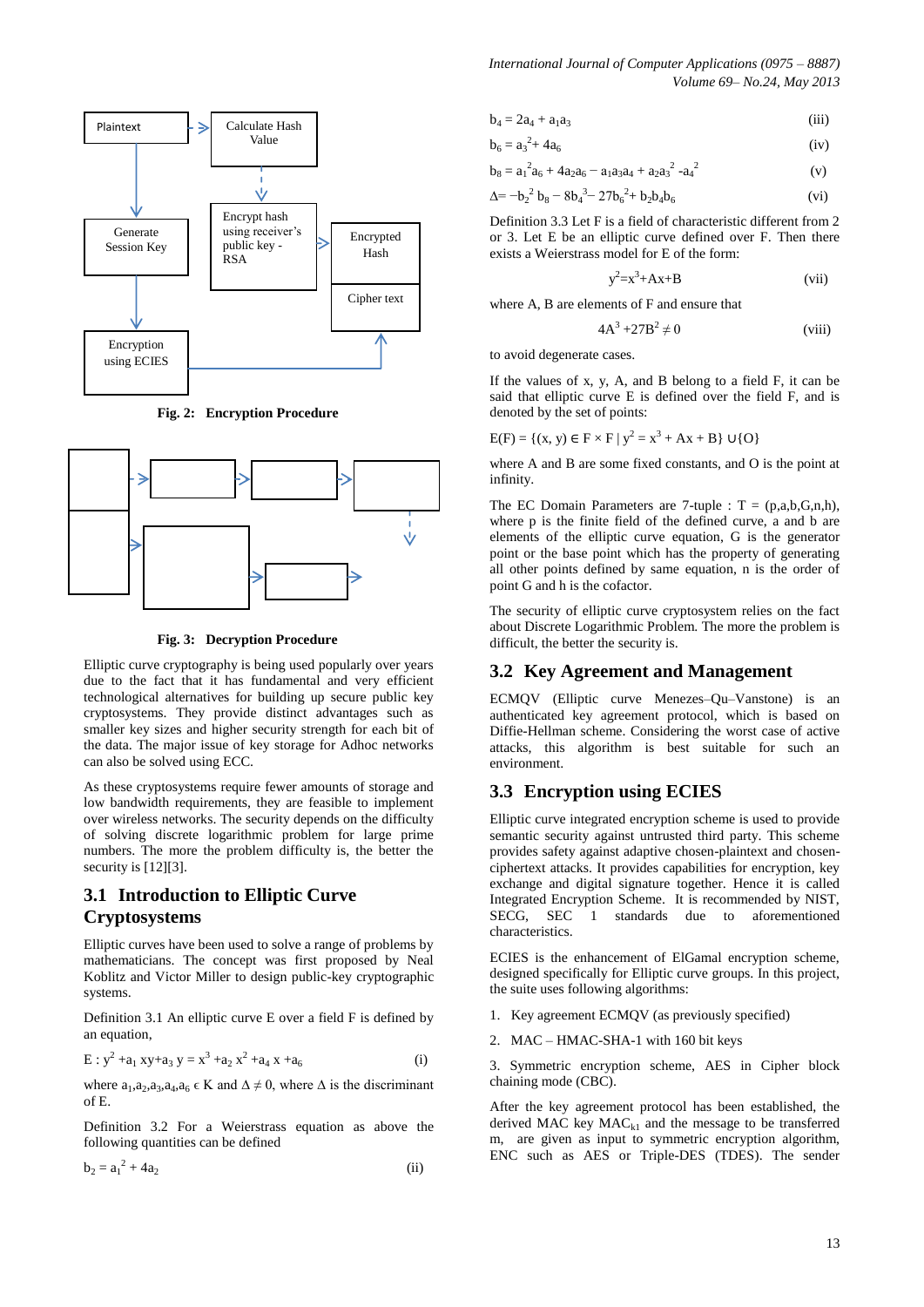Plaintext

Calculate Hash Value

Generate Session Key

Encrypt hash using receiver's public key - RSA

Encrypted Hash

Cipher text

Encryption using ECIES

**Fig. 2: Encryption Procedure**

**Fig. 3: Decryption Procedure**

Elliptic curve cryptography is being used popularly over years due to the fact that it has fundamental and very efficient technological alternatives for building up secure public key cryptosystems. They provide distinct advantages such as smaller key sizes and higher security strength for each bit of the data. The major issue of key storage for Adhoc networks can also be solved using ECC.

As these cryptosystems require fewer amounts of storage and low bandwidth requirements, they are feasible to implement over wireless networks. The security depends on the difficulty of solving discrete logarithmic problem for large prime numbers. The more the problem difficulty is, the better the security is [12][3].

## 3.1 Introduction to Elliptic Curve Cryptosystems

Elliptic curves have been used to solve a range of problems by mathematicians. The concept was first proposed by Neal Koblitz and Victor Miller to design public-key cryptographic systems.

Definition 3.1 An elliptic curve E over a field F is defined by an equation,

$$E : y^2 + a_1 xy + a_3 y = x^3 + a_2 x^2 + a_4 x + a_6 \qquad (i)$$

where $a_1, a_2, a_3, a_4, a_6 \in K$ and $\Delta \neq 0$, where $\Delta$ is the discriminant of E.

Definition 3.2 For a Weierstrass equation as above the following quantities can be defined

$$b_2 = a_1^2 + 4a_2 \qquad (ii)$$

$$b_4 = 2a_4 + a_1 a_3 \qquad (iii)$$

$$b_6 = a_3^2 + 4a_6 \qquad (iv)$$

$$b_8 = a_1^2 a_6 + 4a_2 a_6 - a_1 a_3 a_4 + a_2 a_3^2 - a_4^2 \qquad (v)$$

$$\Delta = -b_2^2 b_8 - 8b_4^3 - 27b_6^2 + b_2 b_4 b_6 \qquad (vi)$$

Definition 3.3 Let F is a field of characteristic different from 2 or 3. Let E be an elliptic curve defined over F. Then there exists a Weierstrass model for E of the form:

$$y^2 = x^3 + Ax + B \qquad (vii)$$

where A, B are elements of F and ensure that

$$4A^3 + 27B^2 \neq 0 \qquad (viii)$$

to avoid degenerate cases.

If the values of x, y, A, and B belong to a field F, it can be said that elliptic curve E is defined over the field F, and is denoted by the set of points:

$$E(F) = \{(x, y) \in F \times F \mid y^2 = x^3 + Ax + B\} \cup \{O\}$$

where A and B are some fixed constants, and O is the point at infinity.

The EC Domain Parameters are 7-tuple : T = (p,a,b,G,n,h), where p is the finite field of the defined curve, a and b are elements of the elliptic curve equation, G is the generator point or the base point which has the property of generating all other points defined by same equation, n is the order of point G and h is the cofactor.

The security of elliptic curve cryptosystem relies on the fact about Discrete Logarithmic Problem. The more the problem is difficult, the better the security is.

## 3.2 Key Agreement and Management

ECMQV (Elliptic curve Menezes–Qu–Vanstone) is an authenticated key agreement protocol, which is based on Diffie-Hellman scheme. Considering the worst case of active attacks, this algorithm is best suitable for such an environment.

## 3.3 Encryption using ECIES

Elliptic curve integrated encryption scheme is used to provide semantic security against untrusted third party. This scheme provides safety against adaptive chosen-plaintext and chosen-ciphertext attacks. It provides capabilities for encryption, key exchange and digital signature together. Hence it is called Integrated Encryption Scheme. It is recommended by NIST, SECG, SEC 1 standards due to aforementioned characteristics.

ECIES is the enhancement of ElGamal encryption scheme, designed specifically for Elliptic curve groups. In this project, the suite uses following algorithms:

1. Key agreement ECMQV (as previously specified)
2. MAC – HMAC-SHA-1 with 160 bit keys
3. Symmetric encryption scheme, AES in Cipher block chaining mode (CBC).

After the key agreement protocol has been established, the derived MAC key $MAC_{k1}$ and the message to be transferred m, are given as input to symmetric encryption algorithm, ENC such as AES or Triple-DES (TDES). The sender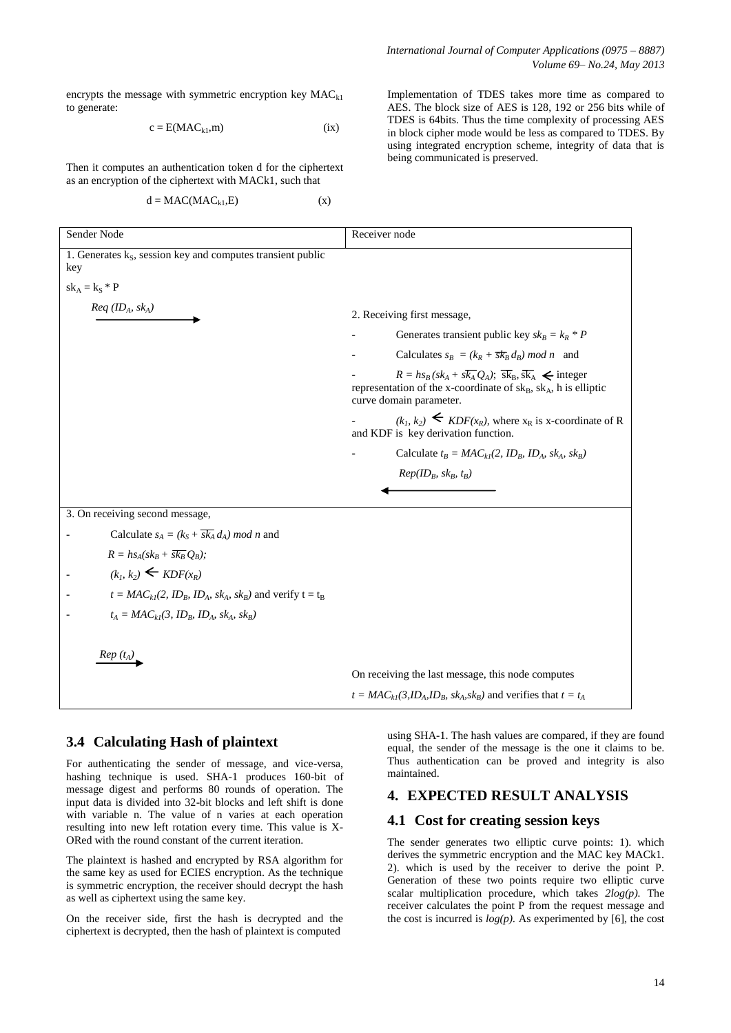encrypts the message with symmetric encryption key $MAC_{k1}$ to generate:

$$c = E(MAC_{k1}, m) \quad \text{(ix)}$$

Then it computes an authentication token d for the ciphertext as an encryption of the ciphertext with MACk1, such that

$$d = MAC(MAC_{k1}, E) \quad \text{(x)}$$

Implementation of TDES takes more time as compared to AES. The block size of AES is 128, 192 or 256 bits while of TDES is 64bits. Thus the time complexity of processing AES in block cipher mode would be less as compared to TDES. By using integrated encryption scheme, integrity of data that is being communicated is preserved.

| Sender Node | Receiver node |
|---|---|
| 1. Generates $k_S$, session key and computes transient public key<br>$sk_A = k_S * P$<br>*Req* $(ID_A, sk_A)$ → | |
| | 2. Receiving first message,<br>- Generates transient public key $sk_B = k_R * P$<br>- Calculates $s_B = (k_R + \overline{sk_B}\, d_B) \bmod n$ and<br>- $R = hs_B(sk_A + \overline{sk_A}\, Q_A)$; $\overline{sk_B}, \overline{sk_A}$ ← integer representation of the x-coordinate of $sk_B$, $sk_A$, h is elliptic curve domain parameter.<br>- $(k_1, k_2) \leftarrow KDF(x_R)$, where $x_R$ is x-coordinate of R and KDF is key derivation function.<br>- Calculate $t_B = MAC_{k1}(2, ID_B, ID_A, sk_A, sk_B)$<br>*Rep* $(ID_B, sk_B, t_B)$<br>← |
| 3. On receiving second message,<br>- Calculate $s_A = (k_S + \overline{sk_A}\, d_A) \bmod n$ and<br>$R = hs_A(sk_B + \overline{sk_B}\, Q_B)$;<br>- $(k_1, k_2) \leftarrow KDF(x_R)$<br>- $t = MAC_{k1}(2, ID_B, ID_A, sk_A, sk_B)$ and verify $t = t_B$<br>- $t_A = MAC_{k1}(3, ID_B, ID_A, sk_A, sk_B)$<br>*Rep* $(t_A)$ → | |
| | On receiving the last message, this node computes<br>$t = MAC_{k1}(3, ID_A, ID_B, sk_A, sk_B)$ and verifies that $t = t_A$ |

## 3.4 Calculating Hash of plaintext

For authenticating the sender of message, and vice-versa, hashing technique is used. SHA-1 produces 160-bit of message digest and performs 80 rounds of operation. The input data is divided into 32-bit blocks and left shift is done with variable n. The value of n varies at each operation resulting into new left rotation every time. This value is X-ORed with the round constant of the current iteration.

The plaintext is hashed and encrypted by RSA algorithm for the same key as used for ECIES encryption. As the technique is symmetric encryption, the receiver should decrypt the hash as well as ciphertext using the same key.

On the receiver side, first the hash is decrypted and the ciphertext is decrypted, then the hash of plaintext is computed using SHA-1. The hash values are compared, if they are found equal, the sender of the message is the one it claims to be. Thus authentication can be proved and integrity is also maintained.

# 4. EXPECTED RESULT ANALYSIS

## 4.1 Cost for creating session keys

The sender generates two elliptic curve points: 1). which derives the symmetric encryption and the MAC key MACk1. 2). which is used by the receiver to derive the point P. Generation of these two points require two elliptic curve scalar multiplication procedure, which takes $2log(p)$. The receiver calculates the point P from the request message and the cost is incurred is $log(p)$. As experimented by [6], the cost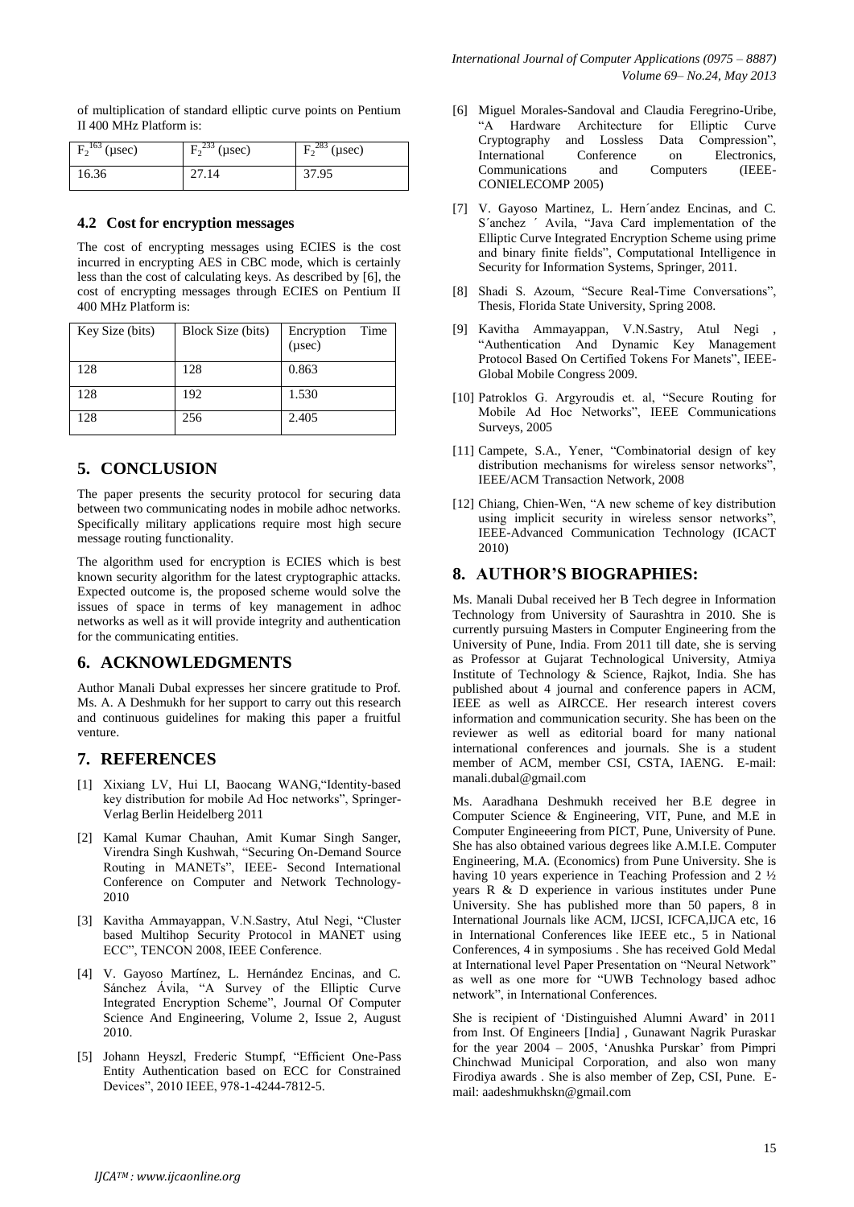of multiplication of standard elliptic curve points on Pentium II 400 MHz Platform is:

| $F_2^{163}$ (µsec) | $F_2^{233}$ (µsec) | $F_2^{283}$ (µsec) |
|---|---|---|
| 16.36 | 27.14 | 37.95 |

### 4.2 Cost for encryption messages

The cost of encrypting messages using ECIES is the cost incurred in encrypting AES in CBC mode, which is certainly less than the cost of calculating keys. As described by [6], the cost of encrypting messages through ECIES on Pentium II 400 MHz Platform is:

| Key Size (bits) | Block Size (bits) | Encryption Time (µsec) |
|---|---|---|
| 128 | 128 | 0.863 |
| 128 | 192 | 1.530 |
| 128 | 256 | 2.405 |

## 5. CONCLUSION

The paper presents the security protocol for securing data between two communicating nodes in mobile adhoc networks. Specifically military applications require most high secure message routing functionality.

The algorithm used for encryption is ECIES which is best known security algorithm for the latest cryptographic attacks. Expected outcome is, the proposed scheme would solve the issues of space in terms of key management in adhoc networks as well as it will provide integrity and authentication for the communicating entities.

## 6. ACKNOWLEDGMENTS

Author Manali Dubal expresses her sincere gratitude to Prof. Ms. A. A Deshmukh for her support to carry out this research and continuous guidelines for making this paper a fruitful venture.

## 7. REFERENCES

[1] Xixiang LV, Hui LI, Baocang WANG,"Identity-based key distribution for mobile Ad Hoc networks", Springer-Verlag Berlin Heidelberg 2011

[2] Kamal Kumar Chauhan, Amit Kumar Singh Sanger, Virendra Singh Kushwah, "Securing On-Demand Source Routing in MANETs", IEEE- Second International Conference on Computer and Network Technology-2010

[3] Kavitha Ammayappan, V.N.Sastry, Atul Negi, "Cluster based Multihop Security Protocol in MANET using ECC", TENCON 2008, IEEE Conference.

[4] V. Gayoso Martínez, L. Hernández Encinas, and C. Sánchez Ávila, "A Survey of the Elliptic Curve Integrated Encryption Scheme", Journal Of Computer Science And Engineering, Volume 2, Issue 2, August 2010.

[5] Johann Heyszl, Frederic Stumpf, "Efficient One-Pass Entity Authentication based on ECC for Constrained Devices", 2010 IEEE, 978-1-4244-7812-5.

[6] Miguel Morales-Sandoval and Claudia Feregrino-Uribe, "A Hardware Architecture for Elliptic Curve Cryptography and Lossless Data Compression", International Conference on Electronics, Communications and Computers (IEEE-CONIELECOMP 2005)

[7] V. Gayoso Martinez, L. Hern´andez Encinas, and C. S´anchez ´ Avila, "Java Card implementation of the Elliptic Curve Integrated Encryption Scheme using prime and binary finite fields", Computational Intelligence in Security for Information Systems, Springer, 2011.

[8] Shadi S. Azoum, "Secure Real-Time Conversations", Thesis, Florida State University, Spring 2008.

[9] Kavitha Ammayappan, V.N.Sastry, Atul Negi , "Authentication And Dynamic Key Management Protocol Based On Certified Tokens For Manets", IEEE-Global Mobile Congress 2009.

[10] Patroklos G. Argyroudis et. al, "Secure Routing for Mobile Ad Hoc Networks", IEEE Communications Surveys, 2005

[11] Campete, S.A., Yener, "Combinatorial design of key distribution mechanisms for wireless sensor networks", IEEE/ACM Transaction Network, 2008

[12] Chiang, Chien-Wen, "A new scheme of key distribution using implicit security in wireless sensor networks", IEEE-Advanced Communication Technology (ICACT 2010)

## 8. AUTHOR'S BIOGRAPHIES:

Ms. Manali Dubal received her B Tech degree in Information Technology from University of Saurashtra in 2010. She is currently pursuing Masters in Computer Engineering from the University of Pune, India. From 2011 till date, she is serving as Professor at Gujarat Technological University, Atmiya Institute of Technology & Science, Rajkot, India. She has published about 4 journal and conference papers in ACM, IEEE as well as AIRCCE. Her research interest covers information and communication security. She has been on the reviewer as well as editorial board for many national international conferences and journals. She is a student member of ACM, member CSI, CSTA, IAENG. E-mail: manali.dubal@gmail.com

Ms. Aaradhana Deshmukh received her B.E degree in Computer Science & Engineering, VIT, Pune, and M.E in Computer Engineeering from PICT, Pune, University of Pune. She has also obtained various degrees like A.M.I.E. Computer Engineering, M.A. (Economics) from Pune University. She is having 10 years experience in Teaching Profession and 2 ½ years R & D experience in various institutes under Pune University. She has published more than 50 papers, 8 in International Journals like ACM, IJCSI, ICFCA,IJCA etc, 16 in International Conferences like IEEE etc., 5 in National Conferences, 4 in symposiums . She has received Gold Medal at International level Paper Presentation on "Neural Network" as well as one more for "UWB Technology based adhoc network", in International Conferences.

She is recipient of 'Distinguished Alumni Award' in 2011 from Inst. Of Engineers [India] , Gunawant Nagrik Puraskar for the year 2004 – 2005, 'Anushka Purskar' from Pimpri Chinchwad Municipal Corporation, and also won many Firodiya awards . She is also member of Zep, CSI, Pune. E-mail: aadeshmukhskn@gmail.com